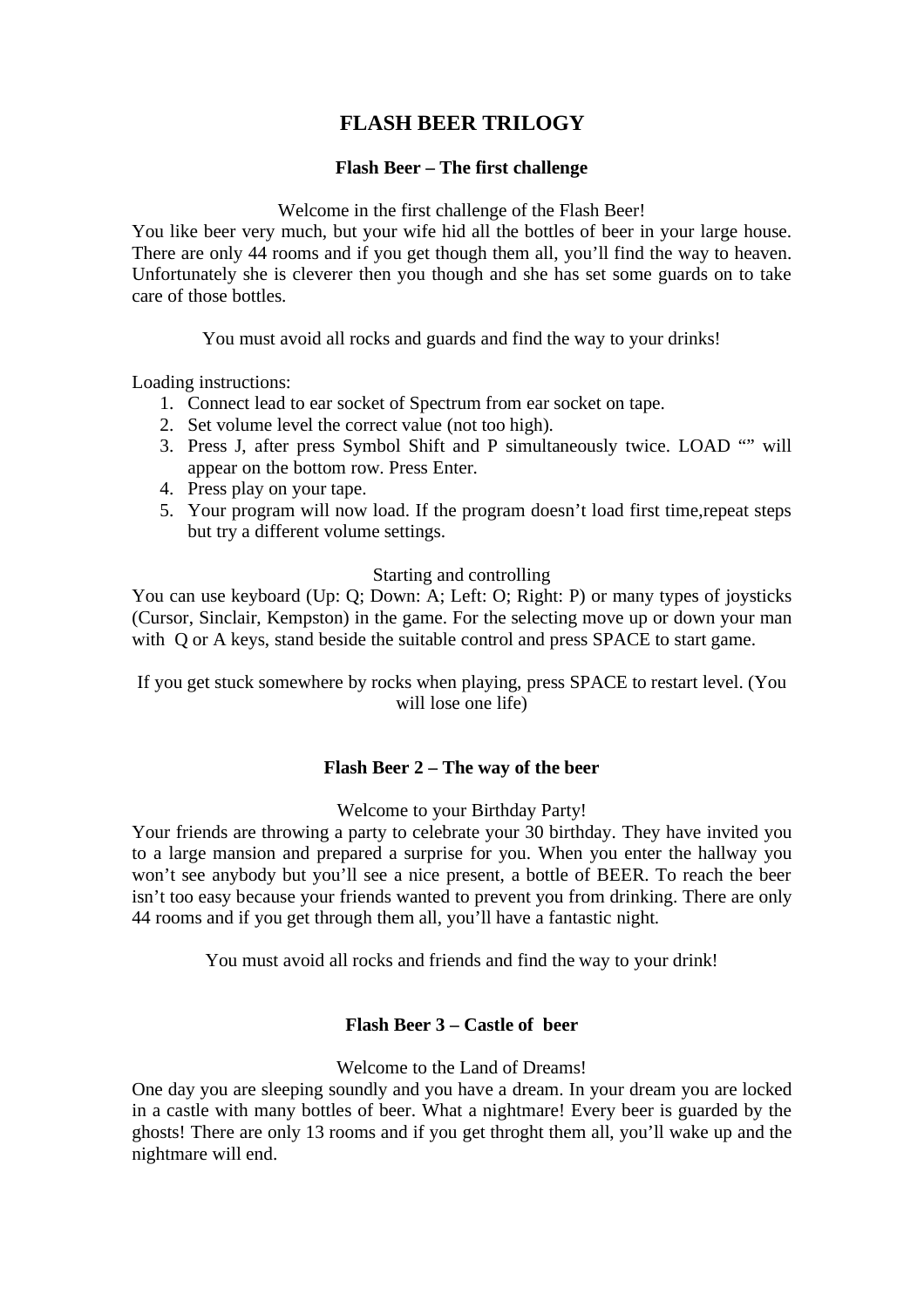# FLASH BEER TRILOGY

## Flash Beer – The first challenge

Welcome in the first challenge of the Flash Beer!

You like beer very much, but your wife hid all the bottles of beer in your large house. There are only 44 rooms and if you get though them all, you'll find the way to heaven. Unfortunately she is cleverer then you though and she has set some guards on to take care of those bottles.

You must avoid all rocks and guards and find the way to your drinks!

Loading instructions:

1. Connect lead to ear socket of Spectrum from ear socket on tape.
2. Set volume level the correct value (not too high).
3. Press J, after press Symbol Shift and P simultaneously twice. LOAD "" will appear on the bottom row. Press Enter.
4. Press play on your tape.
5. Your program will now load. If the program doesn't load first time,repeat steps but try a different volume settings.

Starting and controlling

You can use keyboard (Up: Q; Down: A; Left: O; Right: P) or many types of joysticks (Cursor, Sinclair, Kempston) in the game. For the selecting move up or down your man with Q or A keys, stand beside the suitable control and press SPACE to start game.

If you get stuck somewhere by rocks when playing, press SPACE to restart level. (You will lose one life)

## Flash Beer 2 – The way of the beer

Welcome to your Birthday Party!

Your friends are throwing a party to celebrate your 30 birthday. They have invited you to a large mansion and prepared a surprise for you. When you enter the hallway you won't see anybody but you'll see a nice present, a bottle of BEER. To reach the beer isn't too easy because your friends wanted to prevent you from drinking. There are only 44 rooms and if you get through them all, you'll have a fantastic night.

You must avoid all rocks and friends and find the way to your drink!

## Flash Beer 3 – Castle of beer

Welcome to the Land of Dreams!

One day you are sleeping soundly and you have a dream. In your dream you are locked in a castle with many bottles of beer. What a nightmare! Every beer is guarded by the ghosts! There are only 13 rooms and if you get throght them all, you'll wake up and the nightmare will end.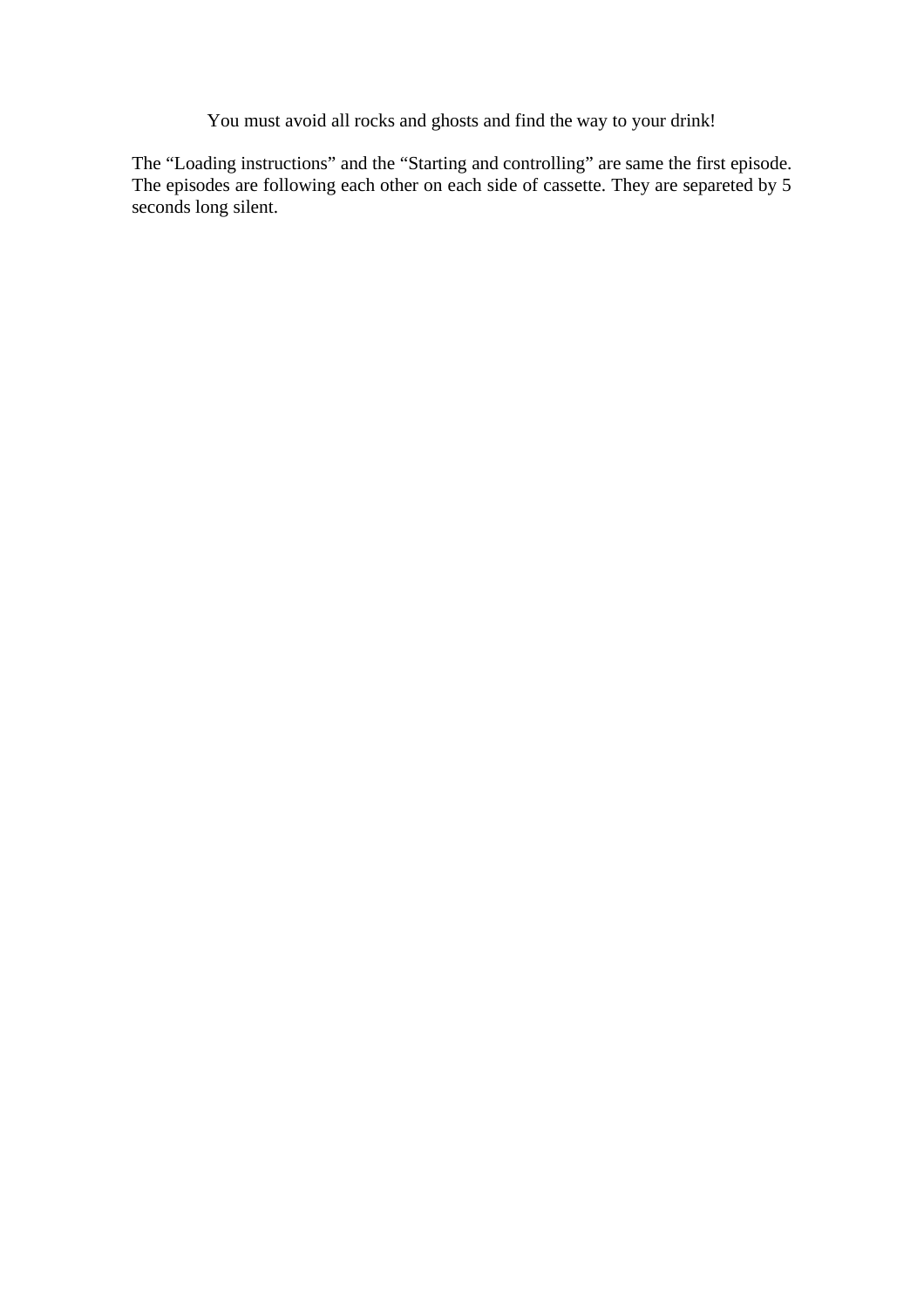You must avoid all rocks and ghosts and find the way to your drink!

The “Loading instructions” and the “Starting and controlling” are same the first episode. The episodes are following each other on each side of cassette. They are separeted by 5 seconds long silent.